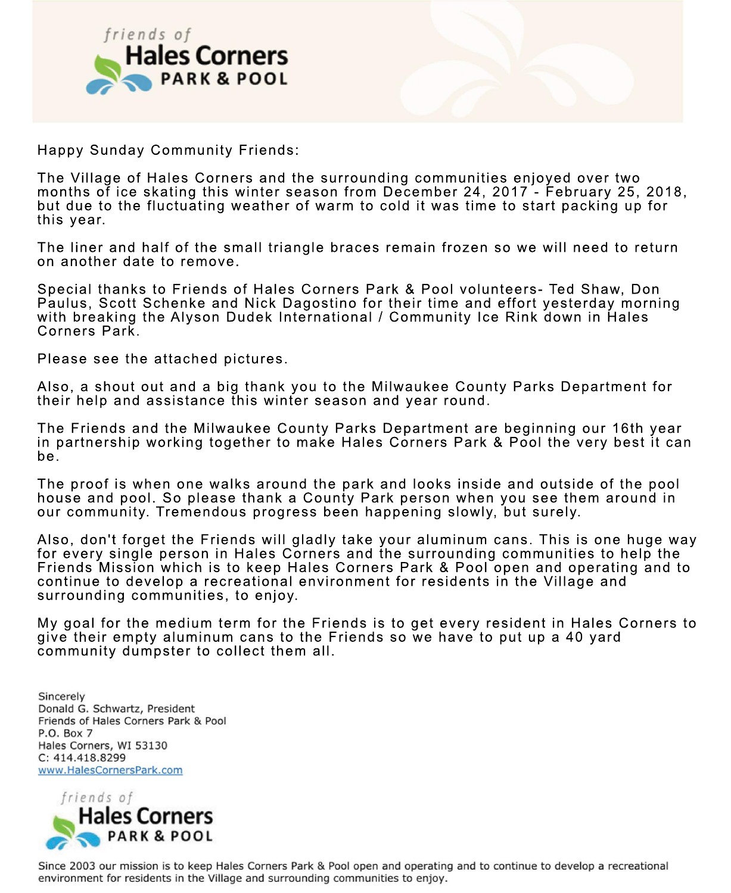friends of
# Hales Corners
PARK & POOL

Happy Sunday Community Friends:

The Village of Hales Corners and the surrounding communities enjoyed over two months of ice skating this winter season from December 24, 2017 - February 25, 2018, but due to the fluctuating weather of warm to cold it was time to start packing up for this year.

The liner and half of the small triangle braces remain frozen so we will need to return on another date to remove.

Special thanks to Friends of Hales Corners Park & Pool volunteers- Ted Shaw, Don Paulus, Scott Schenke and Nick Dagostino for their time and effort yesterday morning with breaking the Alyson Dudek International / Community Ice Rink down in Hales Corners Park.

Please see the attached pictures.

Also, a shout out and a big thank you to the Milwaukee County Parks Department for their help and assistance this winter season and year round.

The Friends and the Milwaukee County Parks Department are beginning our 16th year in partnership working together to make Hales Corners Park & Pool the very best it can be.

The proof is when one walks around the park and looks inside and outside of the pool house and pool. So please thank a County Park person when you see them around in our community. Tremendous progress been happening slowly, but surely.

Also, don't forget the Friends will gladly take your aluminum cans. This is one huge way for every single person in Hales Corners and the surrounding communities to help the Friends Mission which is to keep Hales Corners Park & Pool open and operating and to continue to develop a recreational environment for residents in the Village and surrounding communities, to enjoy.

My goal for the medium term for the Friends is to get every resident in Hales Corners to give their empty aluminum cans to the Friends so we have to put up a 40 yard community dumpster to collect them all.

Sincerely
Donald G. Schwartz, President
Friends of Hales Corners Park & Pool
P.O. Box 7
Hales Corners, WI 53130
C: 414.418.8299
www.HalesCornersPark.com

friends of
Hales Corners
PARK & POOL

Since 2003 our mission is to keep Hales Corners Park & Pool open and operating and to continue to develop a recreational environment for residents in the Village and surrounding communities to enjoy.